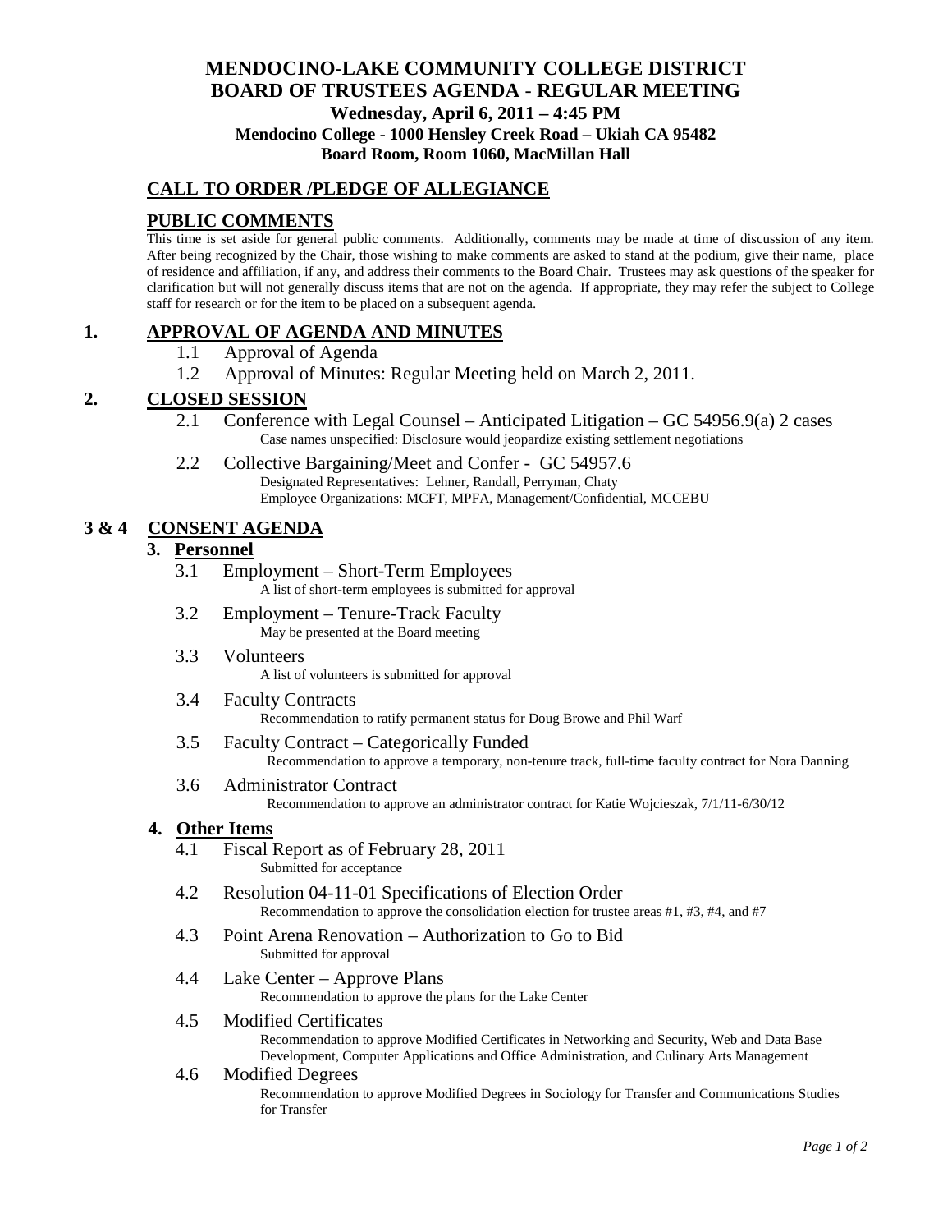# MENDOCINO-LAKE COMMUNITY COLLEGE DISTRICT
# BOARD OF TRUSTEES AGENDA - REGULAR MEETING

**Wednesday, April 6, 2011 – 4:45 PM**
**Mendocino College - 1000 Hensley Creek Road – Ukiah CA 95482**
**Board Room, Room 1060, MacMillan Hall**

## CALL TO ORDER /PLEDGE OF ALLEGIANCE

## PUBLIC COMMENTS

This time is set aside for general public comments. Additionally, comments may be made at time of discussion of any item. After being recognized by the Chair, those wishing to make comments are asked to stand at the podium, give their name, place of residence and affiliation, if any, and address their comments to the Board Chair. Trustees may ask questions of the speaker for clarification but will not generally discuss items that are not on the agenda. If appropriate, they may refer the subject to College staff for research or for the item to be placed on a subsequent agenda.

## 1. APPROVAL OF AGENDA AND MINUTES

1.1 Approval of Agenda

1.2 Approval of Minutes: Regular Meeting held on March 2, 2011.

## 2. CLOSED SESSION

2.1 Conference with Legal Counsel – Anticipated Litigation – GC 54956.9(a) 2 cases
Case names unspecified: Disclosure would jeopardize existing settlement negotiations

2.2 Collective Bargaining/Meet and Confer - GC 54957.6
Designated Representatives: Lehner, Randall, Perryman, Chaty
Employee Organizations: MCFT, MPFA, Management/Confidential, MCCEBU

## 3 & 4 CONSENT AGENDA

### 3. Personnel

3.1 Employment – Short-Term Employees
A list of short-term employees is submitted for approval

3.2 Employment – Tenure-Track Faculty
May be presented at the Board meeting

3.3 Volunteers
A list of volunteers is submitted for approval

3.4 Faculty Contracts
Recommendation to ratify permanent status for Doug Browe and Phil Warf

3.5 Faculty Contract – Categorically Funded
Recommendation to approve a temporary, non-tenure track, full-time faculty contract for Nora Danning

3.6 Administrator Contract
Recommendation to approve an administrator contract for Katie Wojcieszak, 7/1/11-6/30/12

### 4. Other Items

4.1 Fiscal Report as of February 28, 2011
Submitted for acceptance

4.2 Resolution 04-11-01 Specifications of Election Order
Recommendation to approve the consolidation election for trustee areas #1, #3, #4, and #7

4.3 Point Arena Renovation – Authorization to Go to Bid
Submitted for approval

4.4 Lake Center – Approve Plans
Recommendation to approve the plans for the Lake Center

4.5 Modified Certificates
Recommendation to approve Modified Certificates in Networking and Security, Web and Data Base Development, Computer Applications and Office Administration, and Culinary Arts Management

4.6 Modified Degrees
Recommendation to approve Modified Degrees in Sociology for Transfer and Communications Studies for Transfer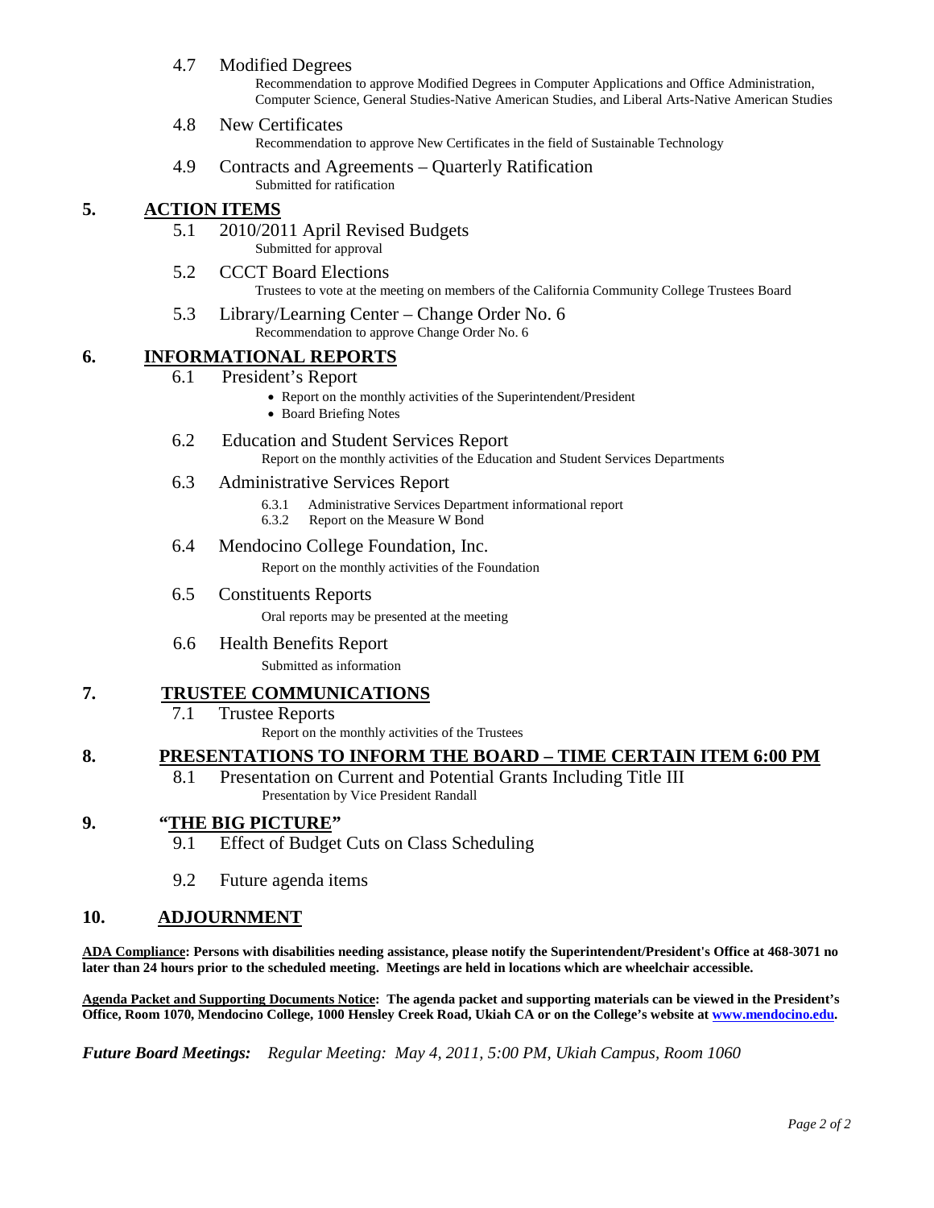4.7 Modified Degrees
Recommendation to approve Modified Degrees in Computer Applications and Office Administration, Computer Science, General Studies-Native American Studies, and Liberal Arts-Native American Studies

4.8 New Certificates
Recommendation to approve New Certificates in the field of Sustainable Technology

4.9 Contracts and Agreements – Quarterly Ratification
Submitted for ratification

## 5. ACTION ITEMS

5.1 2010/2011 April Revised Budgets
Submitted for approval

5.2 CCCT Board Elections
Trustees to vote at the meeting on members of the California Community College Trustees Board

5.3 Library/Learning Center – Change Order No. 6
Recommendation to approve Change Order No. 6

## 6. INFORMATIONAL REPORTS

6.1 President's Report
- Report on the monthly activities of the Superintendent/President
- Board Briefing Notes

6.2 Education and Student Services Report
Report on the monthly activities of the Education and Student Services Departments

6.3 Administrative Services Report
6.3.1 Administrative Services Department informational report
6.3.2 Report on the Measure W Bond

6.4 Mendocino College Foundation, Inc.
Report on the monthly activities of the Foundation

6.5 Constituents Reports
Oral reports may be presented at the meeting

6.6 Health Benefits Report
Submitted as information

## 7. TRUSTEE COMMUNICATIONS

7.1 Trustee Reports
Report on the monthly activities of the Trustees

## 8. PRESENTATIONS TO INFORM THE BOARD – TIME CERTAIN ITEM 6:00 PM

8.1 Presentation on Current and Potential Grants Including Title III
Presentation by Vice President Randall

## 9. "THE BIG PICTURE"

9.1 Effect of Budget Cuts on Class Scheduling

9.2 Future agenda items

## 10. ADJOURNMENT

**ADA Compliance: Persons with disabilities needing assistance, please notify the Superintendent/President's Office at 468-3071 no later than 24 hours prior to the scheduled meeting. Meetings are held in locations which are wheelchair accessible.**

**Agenda Packet and Supporting Documents Notice: The agenda packet and supporting materials can be viewed in the President's Office, Room 1070, Mendocino College, 1000 Hensley Creek Road, Ukiah CA or on the College's website at www.mendocino.edu.**

***Future Board Meetings:*** *Regular Meeting: May 4, 2011, 5:00 PM, Ukiah Campus, Room 1060*